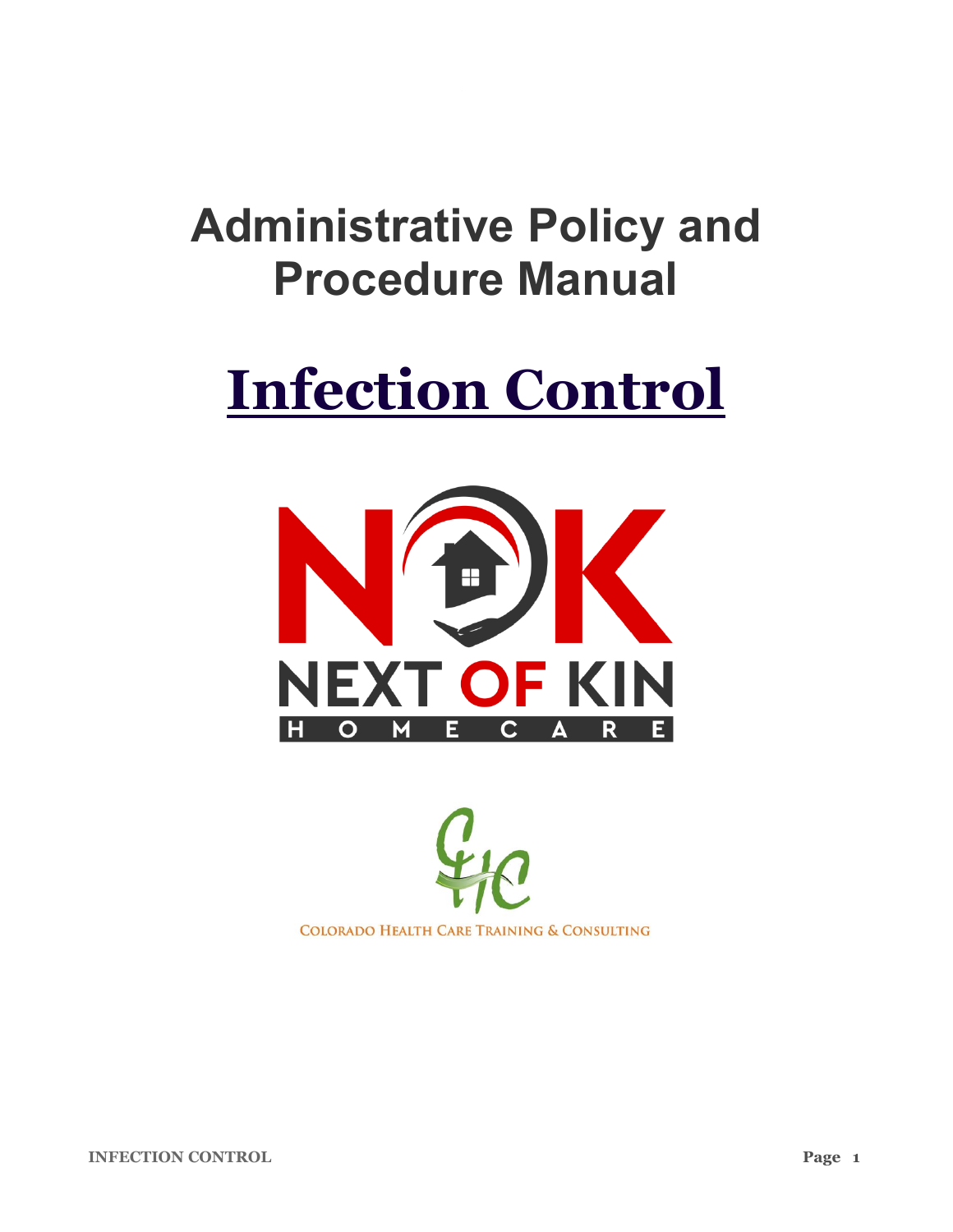# Administrative Policy and Procedure Manual

# Infection Control

NEXT OF KIN

HOMECARE

COLORADO HEALTH CARE TRAINING & CONSULTING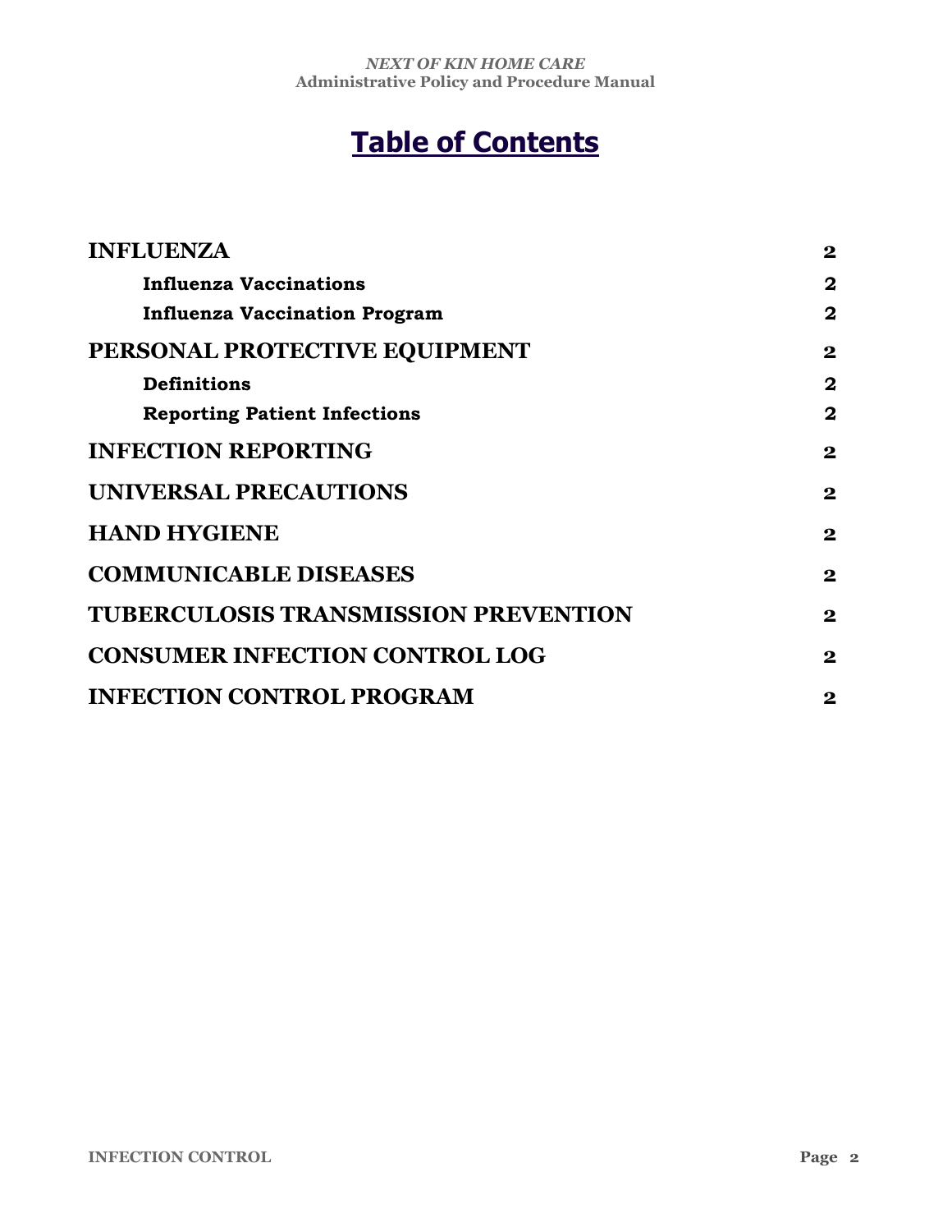# Table of Contents

| | |
|---|---|
| **INFLUENZA** | **2** |
| **Influenza Vaccinations** | **2** |
| **Influenza Vaccination Program** | **2** |
| **PERSONAL PROTECTIVE EQUIPMENT** | **2** |
| **Definitions** | **2** |
| **Reporting Patient Infections** | **2** |
| **INFECTION REPORTING** | **2** |
| **UNIVERSAL PRECAUTIONS** | **2** |
| **HAND HYGIENE** | **2** |
| **COMMUNICABLE DISEASES** | **2** |
| **TUBERCULOSIS TRANSMISSION PREVENTION** | **2** |
| **CONSUMER INFECTION CONTROL LOG** | **2** |
| **INFECTION CONTROL PROGRAM** | **2** |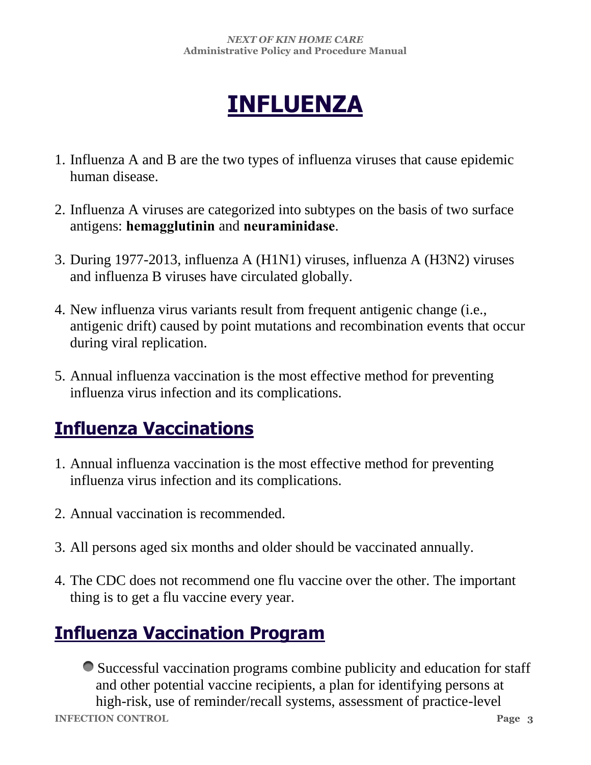# INFLUENZA

1. Influenza A and B are the two types of influenza viruses that cause epidemic human disease.

2. Influenza A viruses are categorized into subtypes on the basis of two surface antigens: **hemagglutinin** and **neuraminidase**.

3. During 1977-2013, influenza A (H1N1) viruses, influenza A (H3N2) viruses and influenza B viruses have circulated globally.

4. New influenza virus variants result from frequent antigenic change (i.e., antigenic drift) caused by point mutations and recombination events that occur during viral replication.

5. Annual influenza vaccination is the most effective method for preventing influenza virus infection and its complications.

## Influenza Vaccinations

1. Annual influenza vaccination is the most effective method for preventing influenza virus infection and its complications.

2. Annual vaccination is recommended.

3. All persons aged six months and older should be vaccinated annually.

4. The CDC does not recommend one flu vaccine over the other. The important thing is to get a flu vaccine every year.

## Influenza Vaccination Program

- Successful vaccination programs combine publicity and education for staff and other potential vaccine recipients, a plan for identifying persons at high-risk, use of reminder/recall systems, assessment of practice-level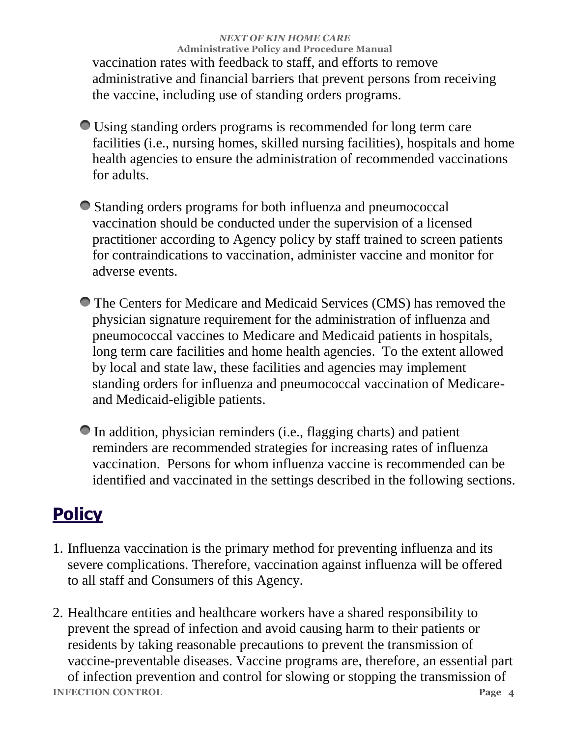vaccination rates with feedback to staff, and efforts to remove administrative and financial barriers that prevent persons from receiving the vaccine, including use of standing orders programs.

- Using standing orders programs is recommended for long term care facilities (i.e., nursing homes, skilled nursing facilities), hospitals and home health agencies to ensure the administration of recommended vaccinations for adults.

- Standing orders programs for both influenza and pneumococcal vaccination should be conducted under the supervision of a licensed practitioner according to Agency policy by staff trained to screen patients for contraindications to vaccination, administer vaccine and monitor for adverse events.

- The Centers for Medicare and Medicaid Services (CMS) has removed the physician signature requirement for the administration of influenza and pneumococcal vaccines to Medicare and Medicaid patients in hospitals, long term care facilities and home health agencies. To the extent allowed by local and state law, these facilities and agencies may implement standing orders for influenza and pneumococcal vaccination of Medicare- and Medicaid-eligible patients.

- In addition, physician reminders (i.e., flagging charts) and patient reminders are recommended strategies for increasing rates of influenza vaccination. Persons for whom influenza vaccine is recommended can be identified and vaccinated in the settings described in the following sections.

## Policy

1. Influenza vaccination is the primary method for preventing influenza and its severe complications. Therefore, vaccination against influenza will be offered to all staff and Consumers of this Agency.

2. Healthcare entities and healthcare workers have a shared responsibility to prevent the spread of infection and avoid causing harm to their patients or residents by taking reasonable precautions to prevent the transmission of vaccine-preventable diseases. Vaccine programs are, therefore, an essential part of infection prevention and control for slowing or stopping the transmission of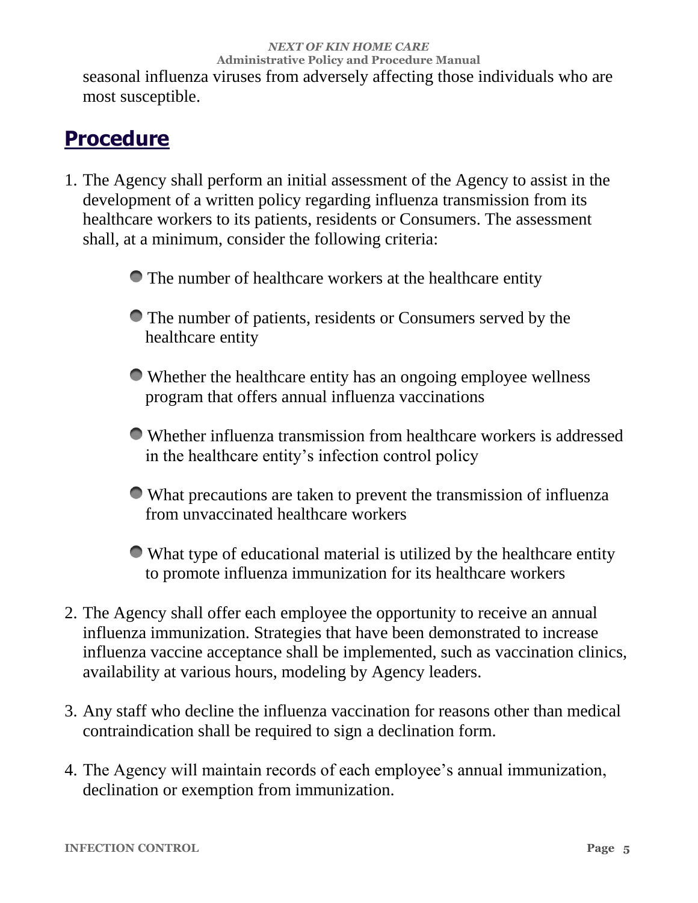seasonal influenza viruses from adversely affecting those individuals who are most susceptible.

## Procedure

1. The Agency shall perform an initial assessment of the Agency to assist in the development of a written policy regarding influenza transmission from its healthcare workers to its patients, residents or Consumers. The assessment shall, at a minimum, consider the following criteria:

    - The number of healthcare workers at the healthcare entity
    - The number of patients, residents or Consumers served by the healthcare entity
    - Whether the healthcare entity has an ongoing employee wellness program that offers annual influenza vaccinations
    - Whether influenza transmission from healthcare workers is addressed in the healthcare entity's infection control policy
    - What precautions are taken to prevent the transmission of influenza from unvaccinated healthcare workers
    - What type of educational material is utilized by the healthcare entity to promote influenza immunization for its healthcare workers

2. The Agency shall offer each employee the opportunity to receive an annual influenza immunization. Strategies that have been demonstrated to increase influenza vaccine acceptance shall be implemented, such as vaccination clinics, availability at various hours, modeling by Agency leaders.

3. Any staff who decline the influenza vaccination for reasons other than medical contraindication shall be required to sign a declination form.

4. The Agency will maintain records of each employee's annual immunization, declination or exemption from immunization.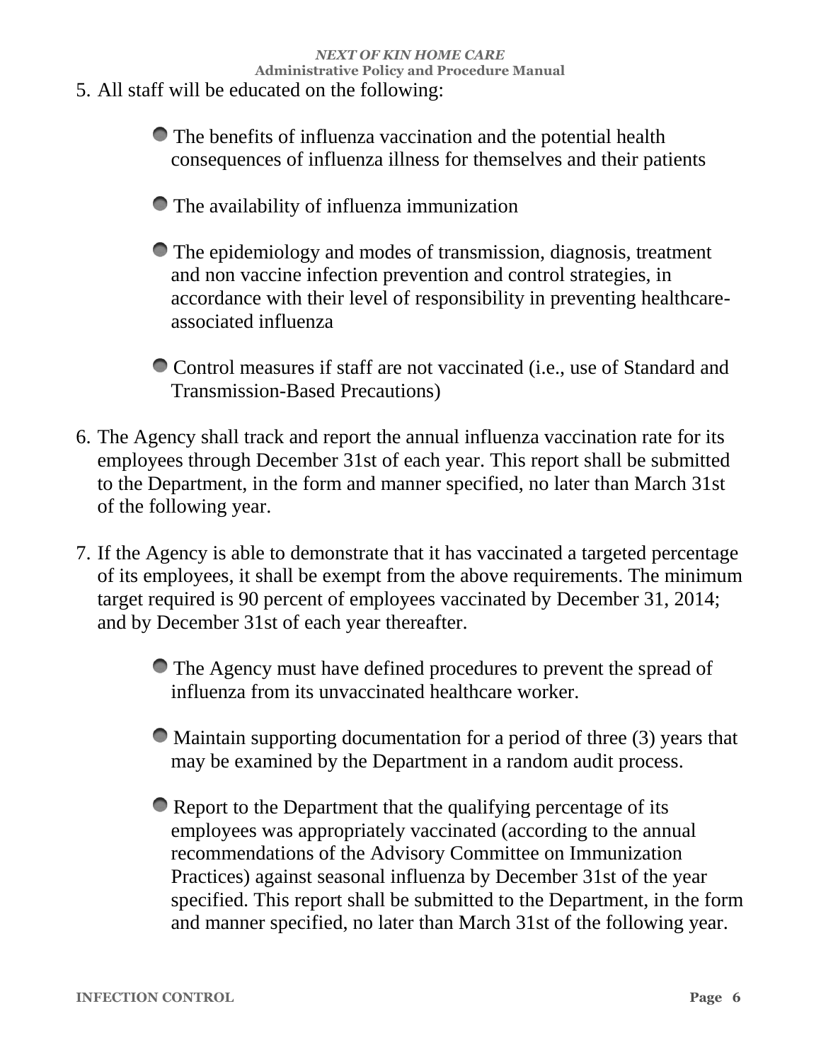5. All staff will be educated on the following:

   - The benefits of influenza vaccination and the potential health consequences of influenza illness for themselves and their patients

   - The availability of influenza immunization

   - The epidemiology and modes of transmission, diagnosis, treatment and non vaccine infection prevention and control strategies, in accordance with their level of responsibility in preventing healthcare-associated influenza

   - Control measures if staff are not vaccinated (i.e., use of Standard and Transmission-Based Precautions)

6. The Agency shall track and report the annual influenza vaccination rate for its employees through December 31st of each year. This report shall be submitted to the Department, in the form and manner specified, no later than March 31st of the following year.

7. If the Agency is able to demonstrate that it has vaccinated a targeted percentage of its employees, it shall be exempt from the above requirements. The minimum target required is 90 percent of employees vaccinated by December 31, 2014; and by December 31st of each year thereafter.

   - The Agency must have defined procedures to prevent the spread of influenza from its unvaccinated healthcare worker.

   - Maintain supporting documentation for a period of three (3) years that may be examined by the Department in a random audit process.

   - Report to the Department that the qualifying percentage of its employees was appropriately vaccinated (according to the annual recommendations of the Advisory Committee on Immunization Practices) against seasonal influenza by December 31st of the year specified. This report shall be submitted to the Department, in the form and manner specified, no later than March 31st of the following year.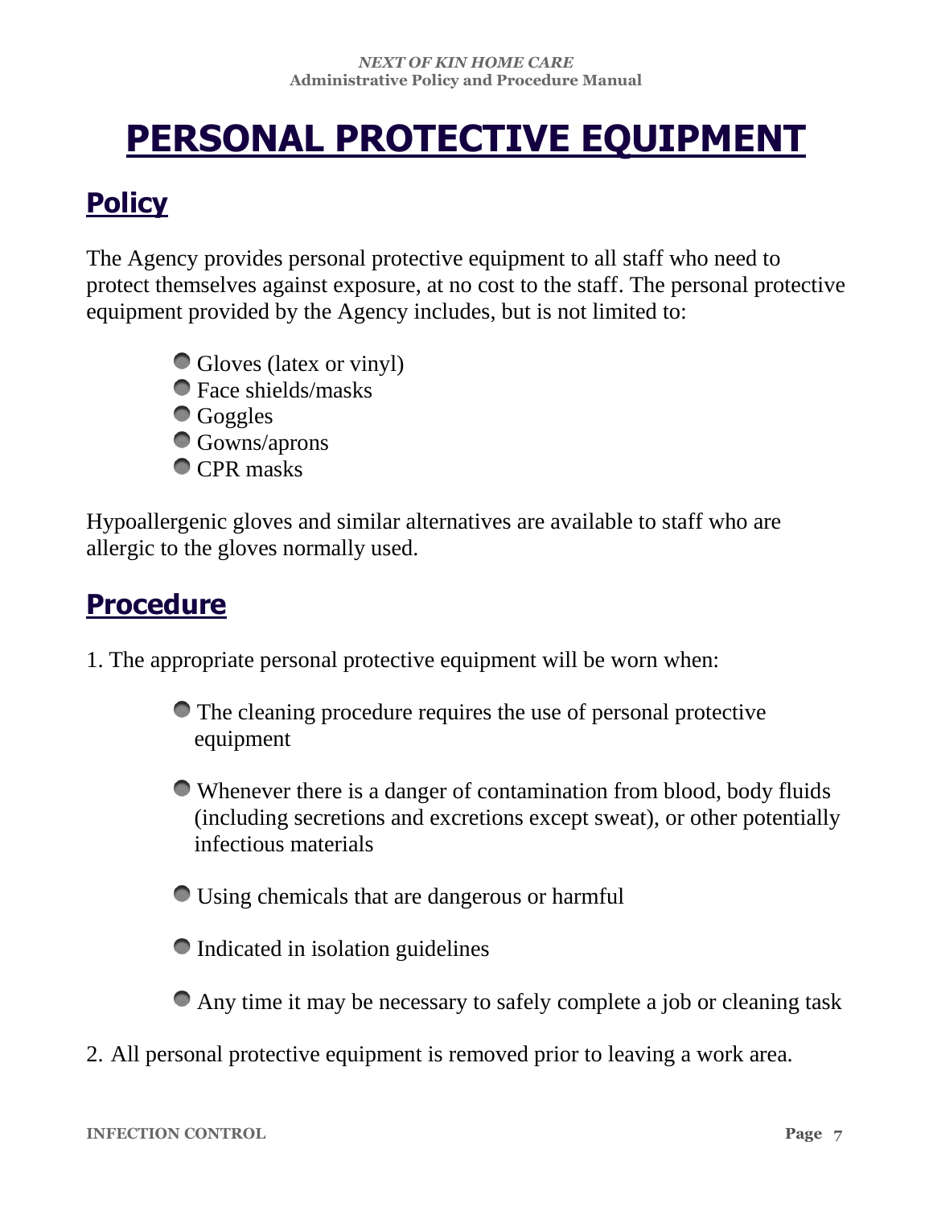# PERSONAL PROTECTIVE EQUIPMENT

## Policy

The Agency provides personal protective equipment to all staff who need to protect themselves against exposure, at no cost to the staff. The personal protective equipment provided by the Agency includes, but is not limited to:

- Gloves (latex or vinyl)
- Face shields/masks
- Goggles
- Gowns/aprons
- CPR masks

Hypoallergenic gloves and similar alternatives are available to staff who are allergic to the gloves normally used.

## Procedure

1. The appropriate personal protective equipment will be worn when:

   - The cleaning procedure requires the use of personal protective equipment
   - Whenever there is a danger of contamination from blood, body fluids (including secretions and excretions except sweat), or other potentially infectious materials
   - Using chemicals that are dangerous or harmful
   - Indicated in isolation guidelines
   - Any time it may be necessary to safely complete a job or cleaning task

2. All personal protective equipment is removed prior to leaving a work area.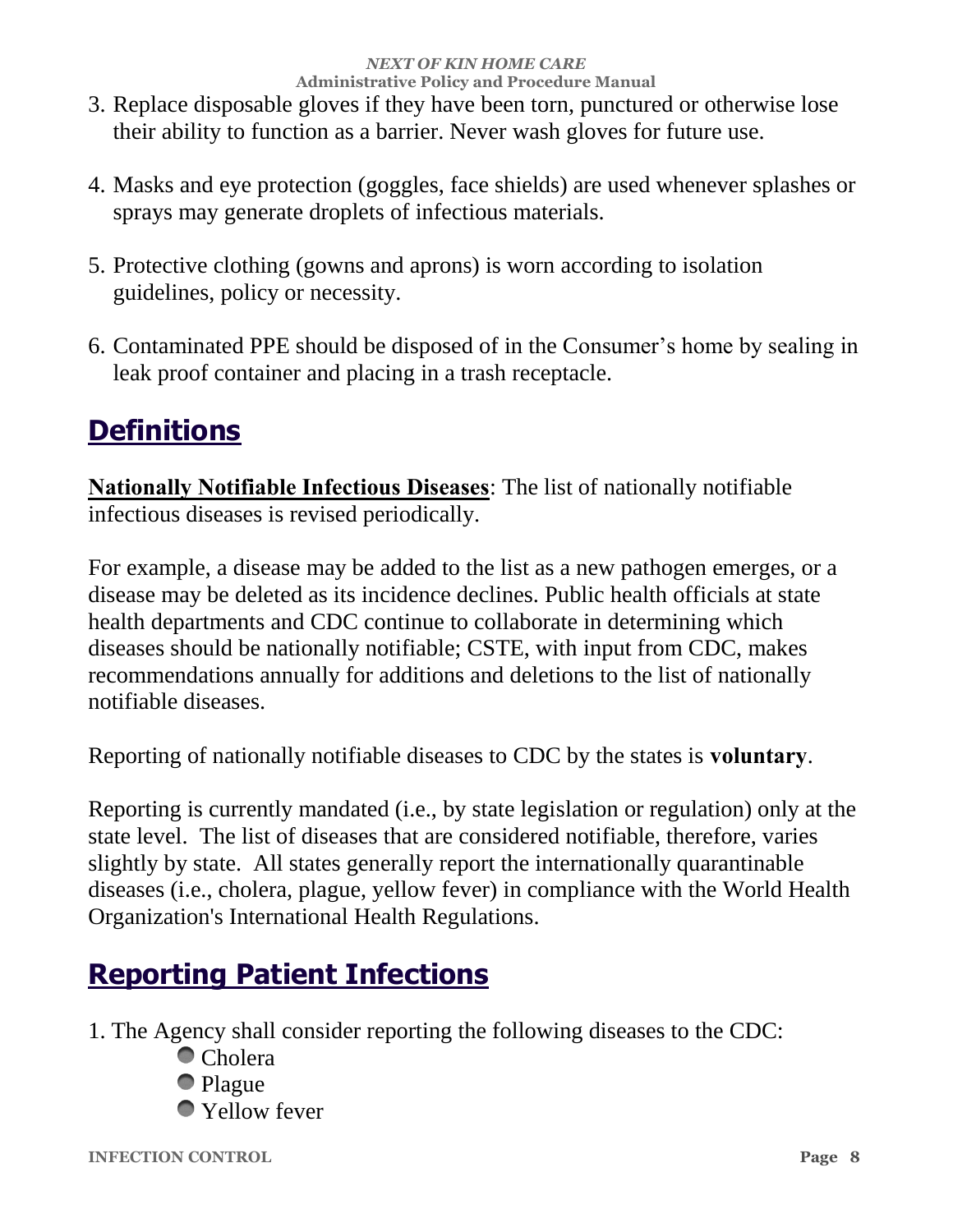3. Replace disposable gloves if they have been torn, punctured or otherwise lose their ability to function as a barrier. Never wash gloves for future use.

4. Masks and eye protection (goggles, face shields) are used whenever splashes or sprays may generate droplets of infectious materials.

5. Protective clothing (gowns and aprons) is worn according to isolation guidelines, policy or necessity.

6. Contaminated PPE should be disposed of in the Consumer's home by sealing in leak proof container and placing in a trash receptacle.

## Definitions

**Nationally Notifiable Infectious Diseases**: The list of nationally notifiable infectious diseases is revised periodically.

For example, a disease may be added to the list as a new pathogen emerges, or a disease may be deleted as its incidence declines. Public health officials at state health departments and CDC continue to collaborate in determining which diseases should be nationally notifiable; CSTE, with input from CDC, makes recommendations annually for additions and deletions to the list of nationally notifiable diseases.

Reporting of nationally notifiable diseases to CDC by the states is **voluntary**.

Reporting is currently mandated (i.e., by state legislation or regulation) only at the state level. The list of diseases that are considered notifiable, therefore, varies slightly by state. All states generally report the internationally quarantinable diseases (i.e., cholera, plague, yellow fever) in compliance with the World Health Organization's International Health Regulations.

## Reporting Patient Infections

1. The Agency shall consider reporting the following diseases to the CDC:
   - Cholera
   - Plague
   - Yellow fever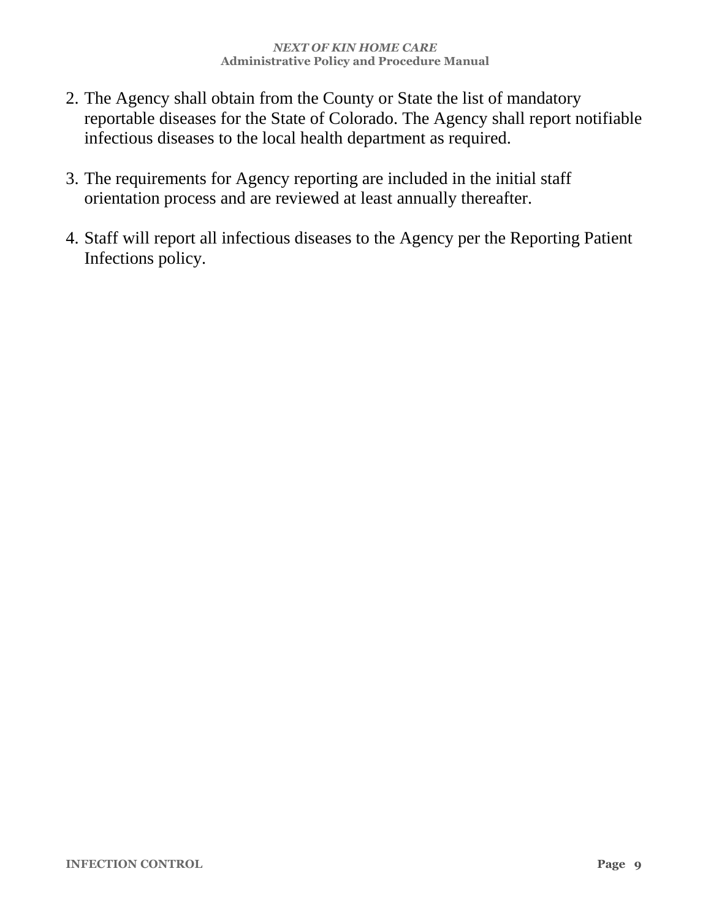2. The Agency shall obtain from the County or State the list of mandatory reportable diseases for the State of Colorado. The Agency shall report notifiable infectious diseases to the local health department as required.

3. The requirements for Agency reporting are included in the initial staff orientation process and are reviewed at least annually thereafter.

4. Staff will report all infectious diseases to the Agency per the Reporting Patient Infections policy.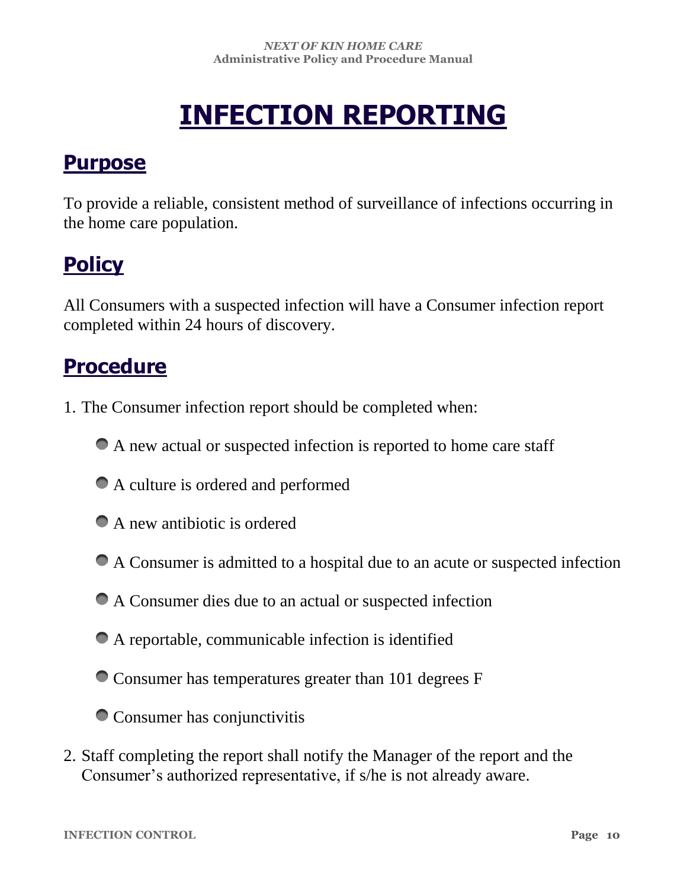# INFECTION REPORTING

## Purpose

To provide a reliable, consistent method of surveillance of infections occurring in the home care population.

## Policy

All Consumers with a suspected infection will have a Consumer infection report completed within 24 hours of discovery.

## Procedure

1. The Consumer infection report should be completed when:
   - A new actual or suspected infection is reported to home care staff
   - A culture is ordered and performed
   - A new antibiotic is ordered
   - A Consumer is admitted to a hospital due to an acute or suspected infection
   - A Consumer dies due to an actual or suspected infection
   - A reportable, communicable infection is identified
   - Consumer has temperatures greater than 101 degrees F
   - Consumer has conjunctivitis
2. Staff completing the report shall notify the Manager of the report and the Consumer's authorized representative, if s/he is not already aware.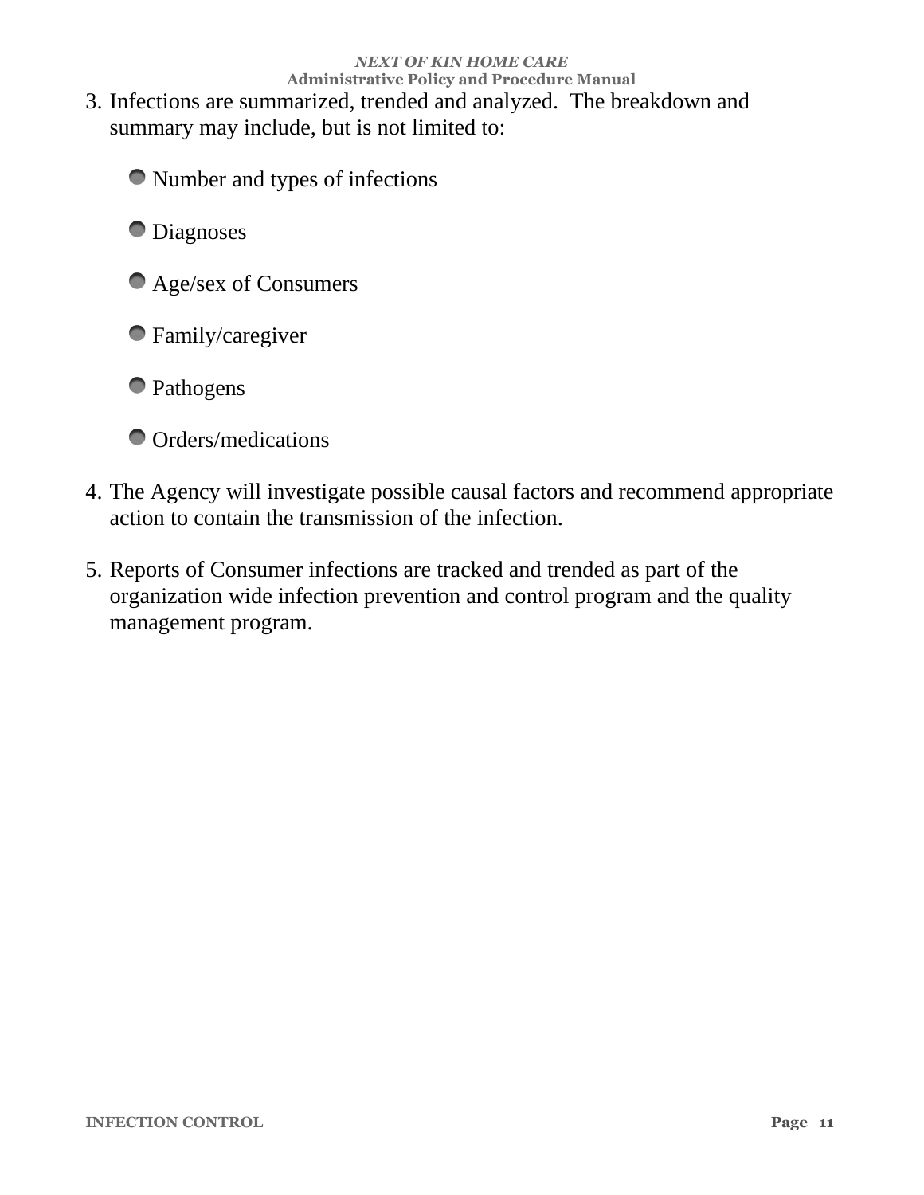3. Infections are summarized, trended and analyzed. The breakdown and summary may include, but is not limited to:

   - Number and types of infections
   - Diagnoses
   - Age/sex of Consumers
   - Family/caregiver
   - Pathogens
   - Orders/medications

4. The Agency will investigate possible causal factors and recommend appropriate action to contain the transmission of the infection.

5. Reports of Consumer infections are tracked and trended as part of the organization wide infection prevention and control program and the quality management program.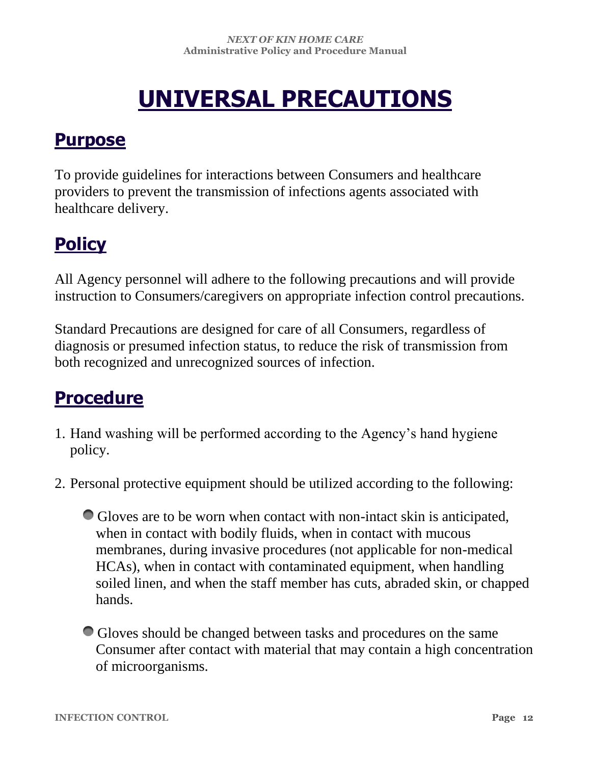# UNIVERSAL PRECAUTIONS

## Purpose

To provide guidelines for interactions between Consumers and healthcare providers to prevent the transmission of infections agents associated with healthcare delivery.

## Policy

All Agency personnel will adhere to the following precautions and will provide instruction to Consumers/caregivers on appropriate infection control precautions.

Standard Precautions are designed for care of all Consumers, regardless of diagnosis or presumed infection status, to reduce the risk of transmission from both recognized and unrecognized sources of infection.

## Procedure

1. Hand washing will be performed according to the Agency's hand hygiene policy.

2. Personal protective equipment should be utilized according to the following:

   - Gloves are to be worn when contact with non-intact skin is anticipated, when in contact with bodily fluids, when in contact with mucous membranes, during invasive procedures (not applicable for non-medical HCAs), when in contact with contaminated equipment, when handling soiled linen, and when the staff member has cuts, abraded skin, or chapped hands.

   - Gloves should be changed between tasks and procedures on the same Consumer after contact with material that may contain a high concentration of microorganisms.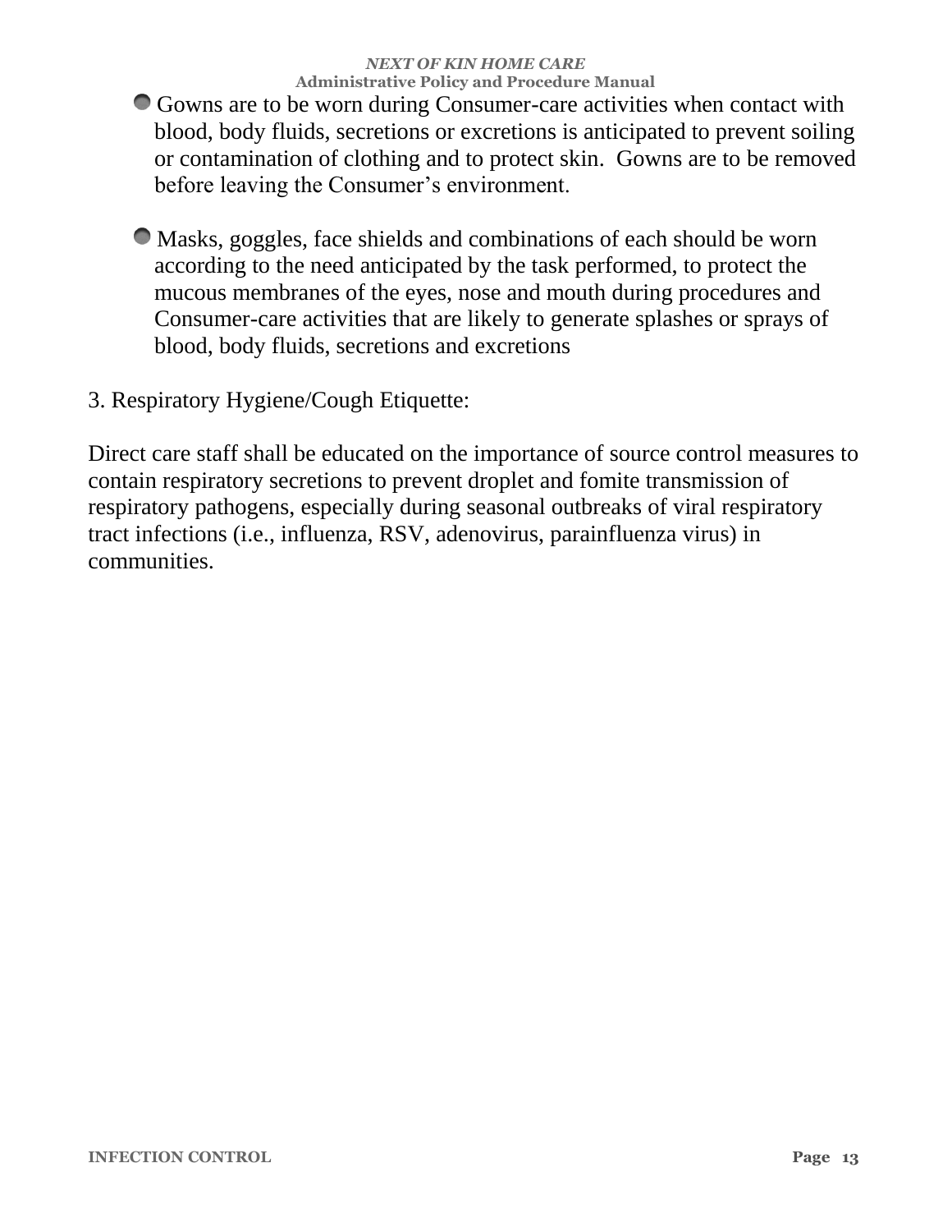- Gowns are to be worn during Consumer-care activities when contact with blood, body fluids, secretions or excretions is anticipated to prevent soiling or contamination of clothing and to protect skin. Gowns are to be removed before leaving the Consumer's environment.

- Masks, goggles, face shields and combinations of each should be worn according to the need anticipated by the task performed, to protect the mucous membranes of the eyes, nose and mouth during procedures and Consumer-care activities that are likely to generate splashes or sprays of blood, body fluids, secretions and excretions

3. Respiratory Hygiene/Cough Etiquette:

Direct care staff shall be educated on the importance of source control measures to contain respiratory secretions to prevent droplet and fomite transmission of respiratory pathogens, especially during seasonal outbreaks of viral respiratory tract infections (i.e., influenza, RSV, adenovirus, parainfluenza virus) in communities.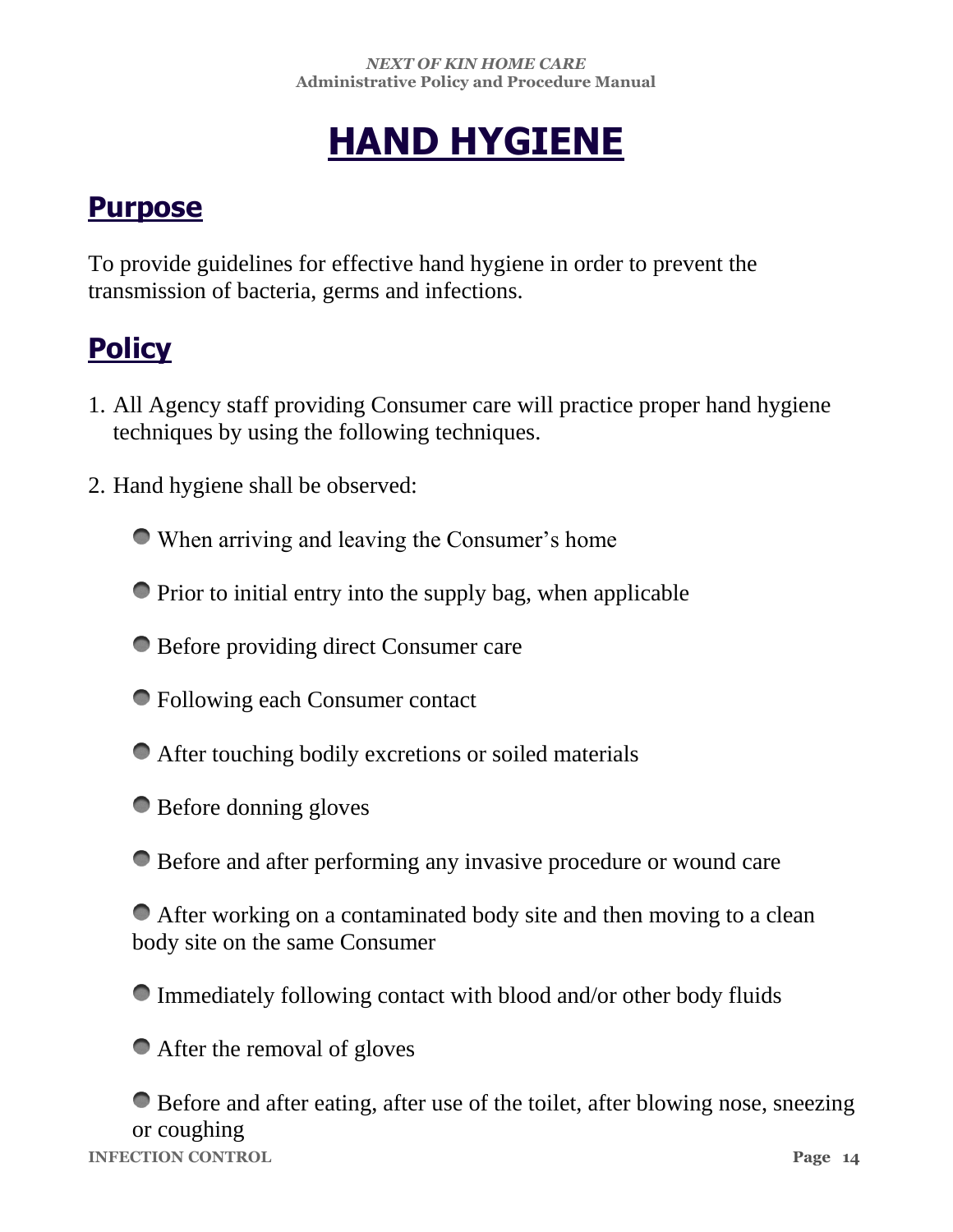# HAND HYGIENE

## Purpose

To provide guidelines for effective hand hygiene in order to prevent the transmission of bacteria, germs and infections.

## Policy

1. All Agency staff providing Consumer care will practice proper hand hygiene techniques by using the following techniques.

2. Hand hygiene shall be observed:

   - When arriving and leaving the Consumer's home
   - Prior to initial entry into the supply bag, when applicable
   - Before providing direct Consumer care
   - Following each Consumer contact
   - After touching bodily excretions or soiled materials
   - Before donning gloves
   - Before and after performing any invasive procedure or wound care
   - After working on a contaminated body site and then moving to a clean body site on the same Consumer
   - Immediately following contact with blood and/or other body fluids
   - After the removal of gloves
   - Before and after eating, after use of the toilet, after blowing nose, sneezing or coughing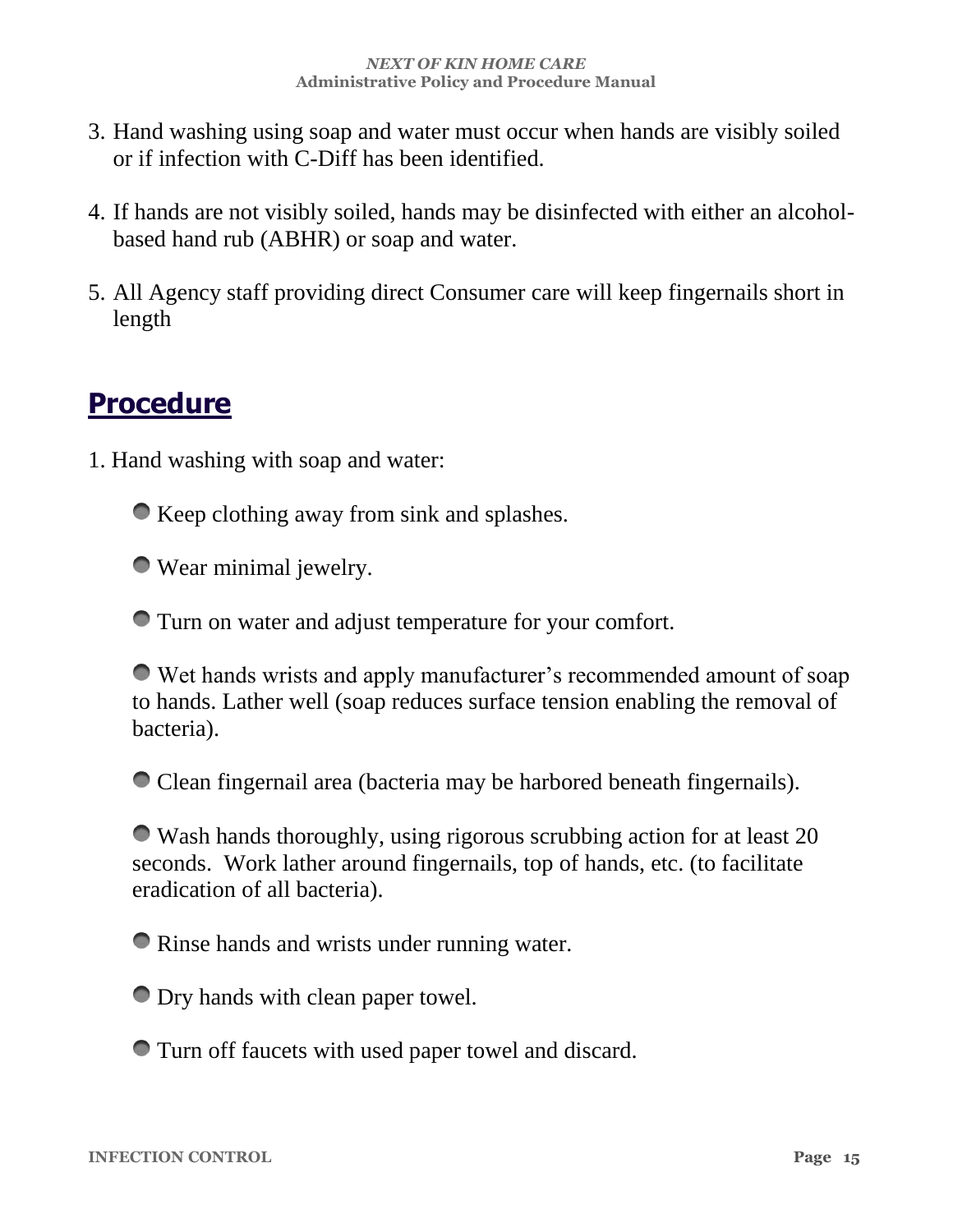3. Hand washing using soap and water must occur when hands are visibly soiled or if infection with C-Diff has been identified.

4. If hands are not visibly soiled, hands may be disinfected with either an alcohol-based hand rub (ABHR) or soap and water.

5. All Agency staff providing direct Consumer care will keep fingernails short in length

## Procedure

1. Hand washing with soap and water:

- Keep clothing away from sink and splashes.
- Wear minimal jewelry.
- Turn on water and adjust temperature for your comfort.
- Wet hands wrists and apply manufacturer's recommended amount of soap to hands. Lather well (soap reduces surface tension enabling the removal of bacteria).
- Clean fingernail area (bacteria may be harbored beneath fingernails).
- Wash hands thoroughly, using rigorous scrubbing action for at least 20 seconds. Work lather around fingernails, top of hands, etc. (to facilitate eradication of all bacteria).
- Rinse hands and wrists under running water.
- Dry hands with clean paper towel.
- Turn off faucets with used paper towel and discard.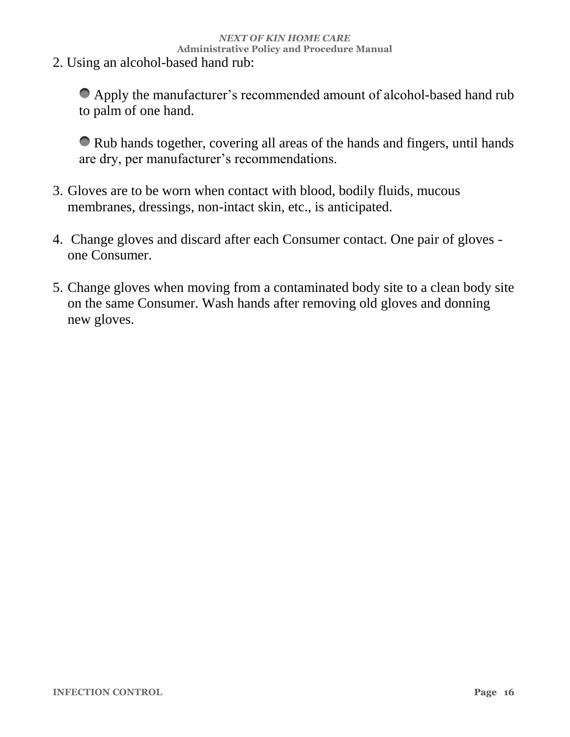2. Using an alcohol-based hand rub:

   - Apply the manufacturer's recommended amount of alcohol-based hand rub to palm of one hand.

   - Rub hands together, covering all areas of the hands and fingers, until hands are dry, per manufacturer's recommendations.

3. Gloves are to be worn when contact with blood, bodily fluids, mucous membranes, dressings, non-intact skin, etc., is anticipated.

4. Change gloves and discard after each Consumer contact. One pair of gloves - one Consumer.

5. Change gloves when moving from a contaminated body site to a clean body site on the same Consumer. Wash hands after removing old gloves and donning new gloves.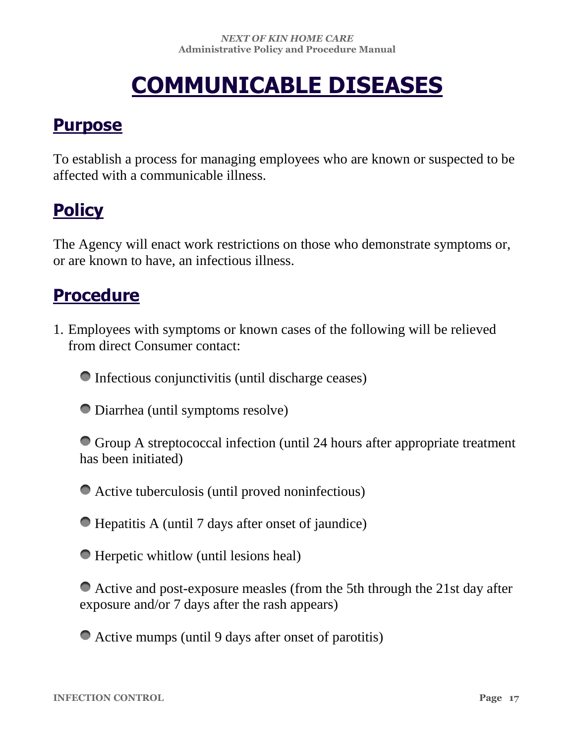# COMMUNICABLE DISEASES

## Purpose

To establish a process for managing employees who are known or suspected to be affected with a communicable illness.

## Policy

The Agency will enact work restrictions on those who demonstrate symptoms or, or are known to have, an infectious illness.

## Procedure

1. Employees with symptoms or known cases of the following will be relieved from direct Consumer contact:

   - Infectious conjunctivitis (until discharge ceases)
   - Diarrhea (until symptoms resolve)
   - Group A streptococcal infection (until 24 hours after appropriate treatment has been initiated)
   - Active tuberculosis (until proved noninfectious)
   - Hepatitis A (until 7 days after onset of jaundice)
   - Herpetic whitlow (until lesions heal)
   - Active and post-exposure measles (from the 5th through the 21st day after exposure and/or 7 days after the rash appears)
   - Active mumps (until 9 days after onset of parotitis)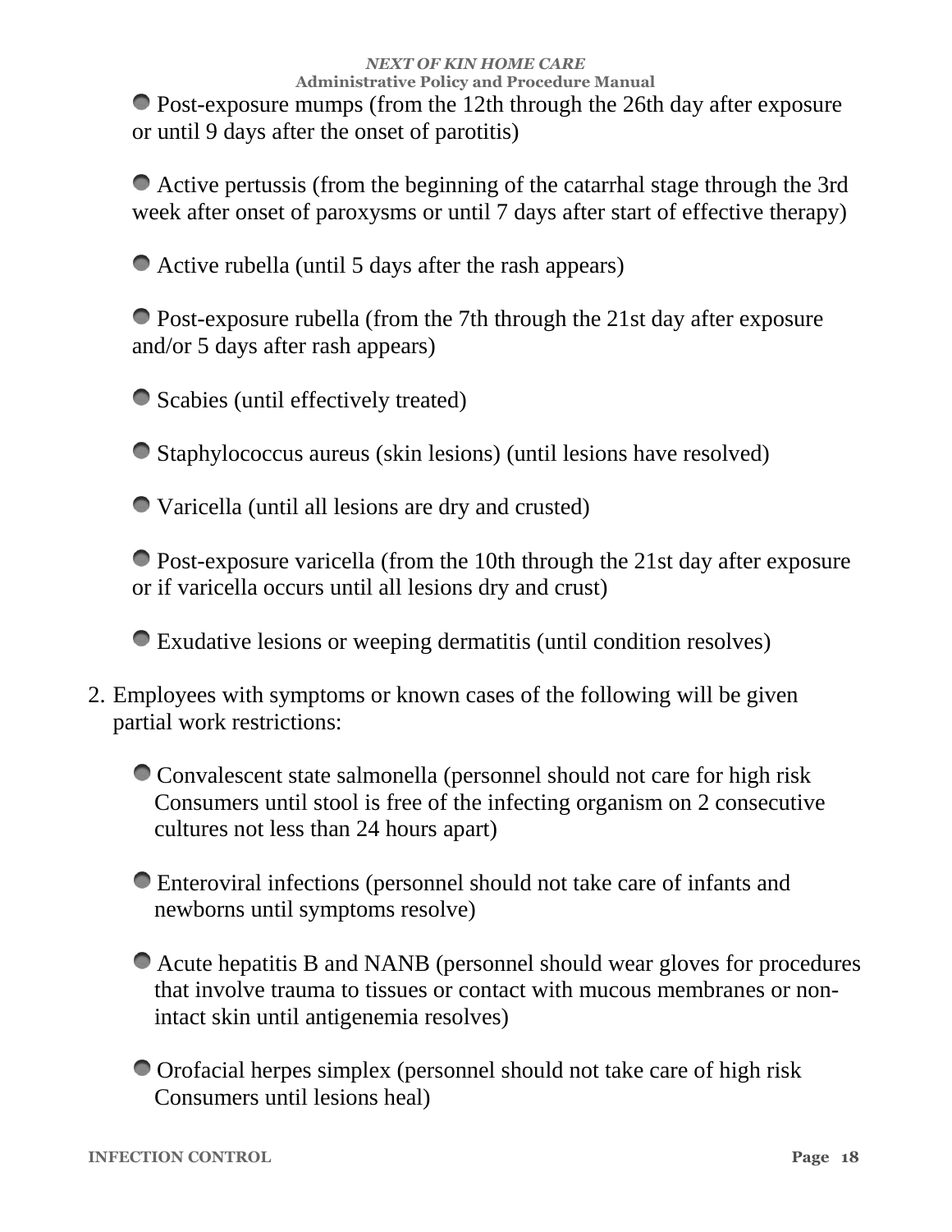- Post-exposure mumps (from the 12th through the 26th day after exposure or until 9 days after the onset of parotitis)

- Active pertussis (from the beginning of the catarrhal stage through the 3rd week after onset of paroxysms or until 7 days after start of effective therapy)

- Active rubella (until 5 days after the rash appears)

- Post-exposure rubella (from the 7th through the 21st day after exposure and/or 5 days after rash appears)

- Scabies (until effectively treated)

- Staphylococcus aureus (skin lesions) (until lesions have resolved)

- Varicella (until all lesions are dry and crusted)

- Post-exposure varicella (from the 10th through the 21st day after exposure or if varicella occurs until all lesions dry and crust)

- Exudative lesions or weeping dermatitis (until condition resolves)

2. Employees with symptoms or known cases of the following will be given partial work restrictions:

   - Convalescent state salmonella (personnel should not care for high risk Consumers until stool is free of the infecting organism on 2 consecutive cultures not less than 24 hours apart)

   - Enteroviral infections (personnel should not take care of infants and newborns until symptoms resolve)

   - Acute hepatitis B and NANB (personnel should wear gloves for procedures that involve trauma to tissues or contact with mucous membranes or non-intact skin until antigenemia resolves)

   - Orofacial herpes simplex (personnel should not take care of high risk Consumers until lesions heal)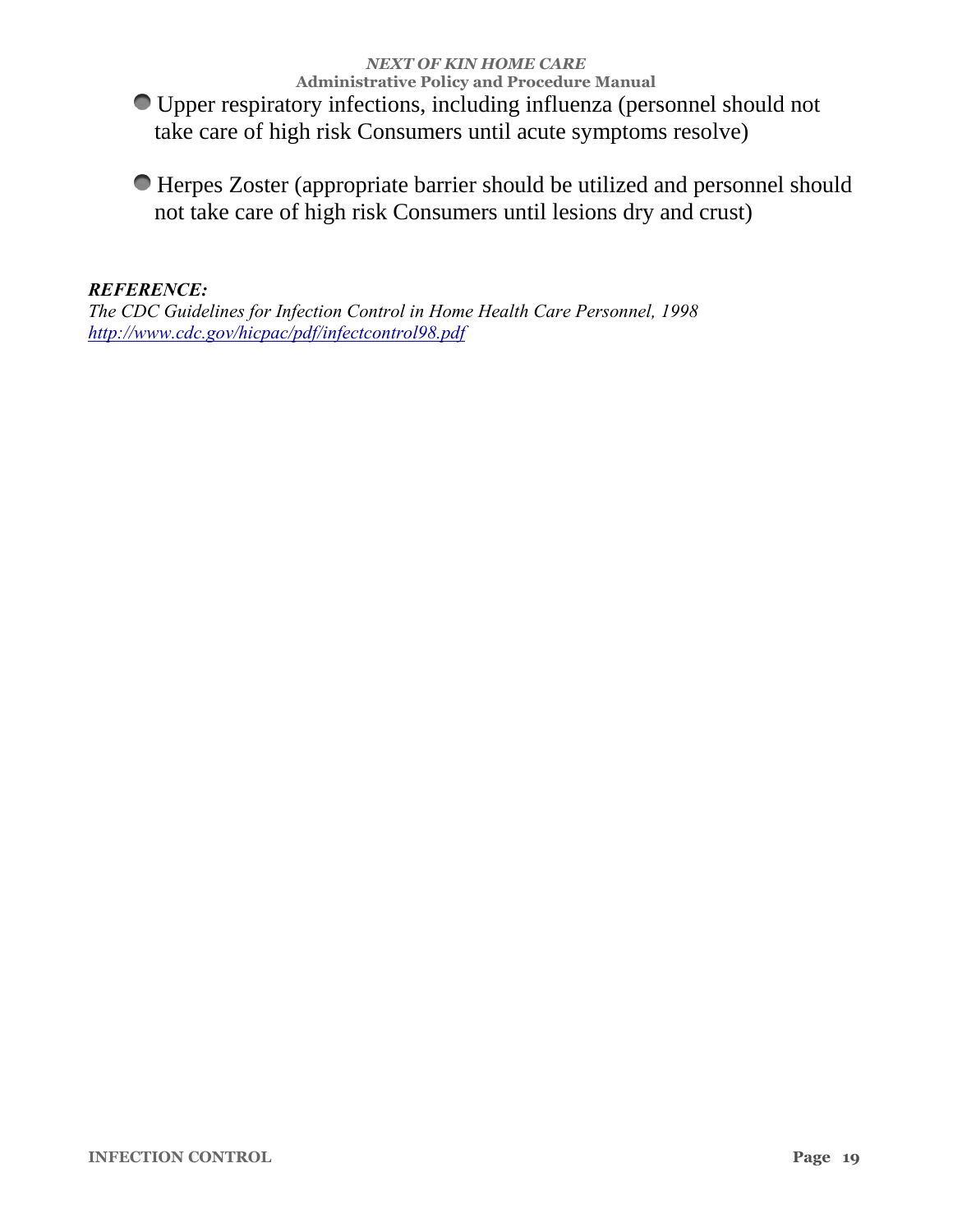- Upper respiratory infections, including influenza (personnel should not take care of high risk Consumers until acute symptoms resolve)

- Herpes Zoster (appropriate barrier should be utilized and personnel should not take care of high risk Consumers until lesions dry and crust)

***REFERENCE:***
*The CDC Guidelines for Infection Control in Home Health Care Personnel, 1998*
*http://www.cdc.gov/hicpac/pdf/infectcontrol98.pdf*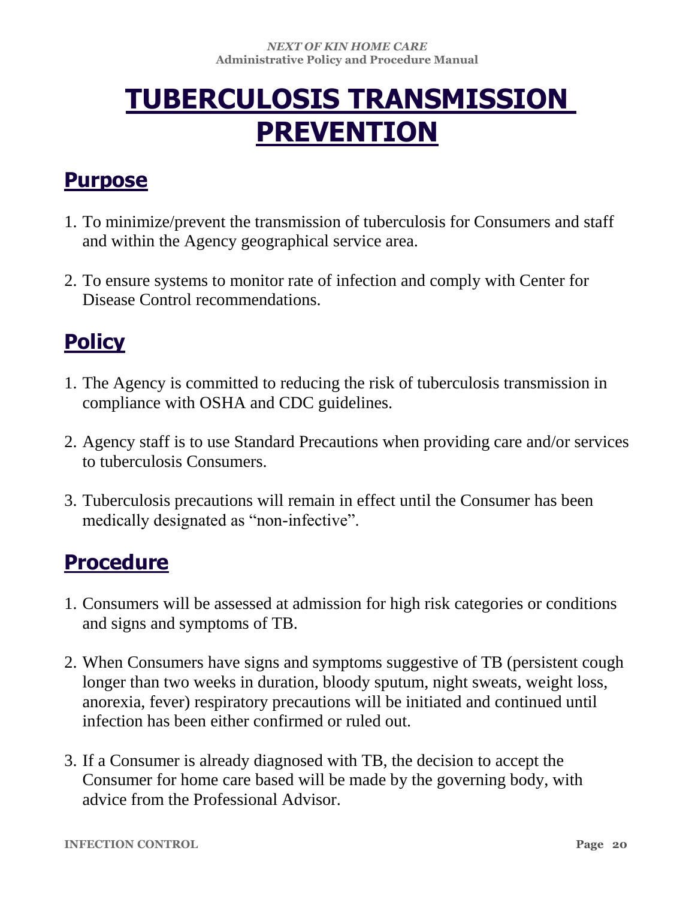# TUBERCULOSIS TRANSMISSION PREVENTION

## Purpose

1. To minimize/prevent the transmission of tuberculosis for Consumers and staff and within the Agency geographical service area.

2. To ensure systems to monitor rate of infection and comply with Center for Disease Control recommendations.

## Policy

1. The Agency is committed to reducing the risk of tuberculosis transmission in compliance with OSHA and CDC guidelines.

2. Agency staff is to use Standard Precautions when providing care and/or services to tuberculosis Consumers.

3. Tuberculosis precautions will remain in effect until the Consumer has been medically designated as "non-infective".

## Procedure

1. Consumers will be assessed at admission for high risk categories or conditions and signs and symptoms of TB.

2. When Consumers have signs and symptoms suggestive of TB (persistent cough longer than two weeks in duration, bloody sputum, night sweats, weight loss, anorexia, fever) respiratory precautions will be initiated and continued until infection has been either confirmed or ruled out.

3. If a Consumer is already diagnosed with TB, the decision to accept the Consumer for home care based will be made by the governing body, with advice from the Professional Advisor.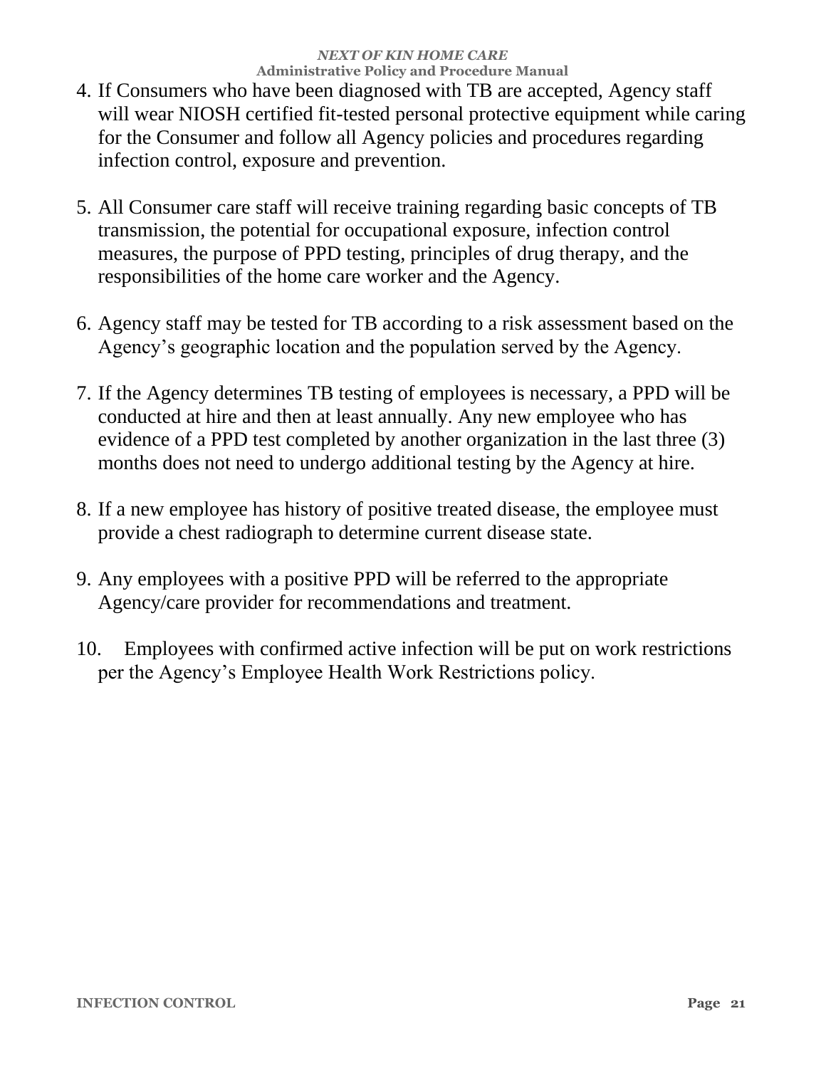4. If Consumers who have been diagnosed with TB are accepted, Agency staff will wear NIOSH certified fit-tested personal protective equipment while caring for the Consumer and follow all Agency policies and procedures regarding infection control, exposure and prevention.

5. All Consumer care staff will receive training regarding basic concepts of TB transmission, the potential for occupational exposure, infection control measures, the purpose of PPD testing, principles of drug therapy, and the responsibilities of the home care worker and the Agency.

6. Agency staff may be tested for TB according to a risk assessment based on the Agency's geographic location and the population served by the Agency.

7. If the Agency determines TB testing of employees is necessary, a PPD will be conducted at hire and then at least annually. Any new employee who has evidence of a PPD test completed by another organization in the last three (3) months does not need to undergo additional testing by the Agency at hire.

8. If a new employee has history of positive treated disease, the employee must provide a chest radiograph to determine current disease state.

9. Any employees with a positive PPD will be referred to the appropriate Agency/care provider for recommendations and treatment.

10. Employees with confirmed active infection will be put on work restrictions per the Agency's Employee Health Work Restrictions policy.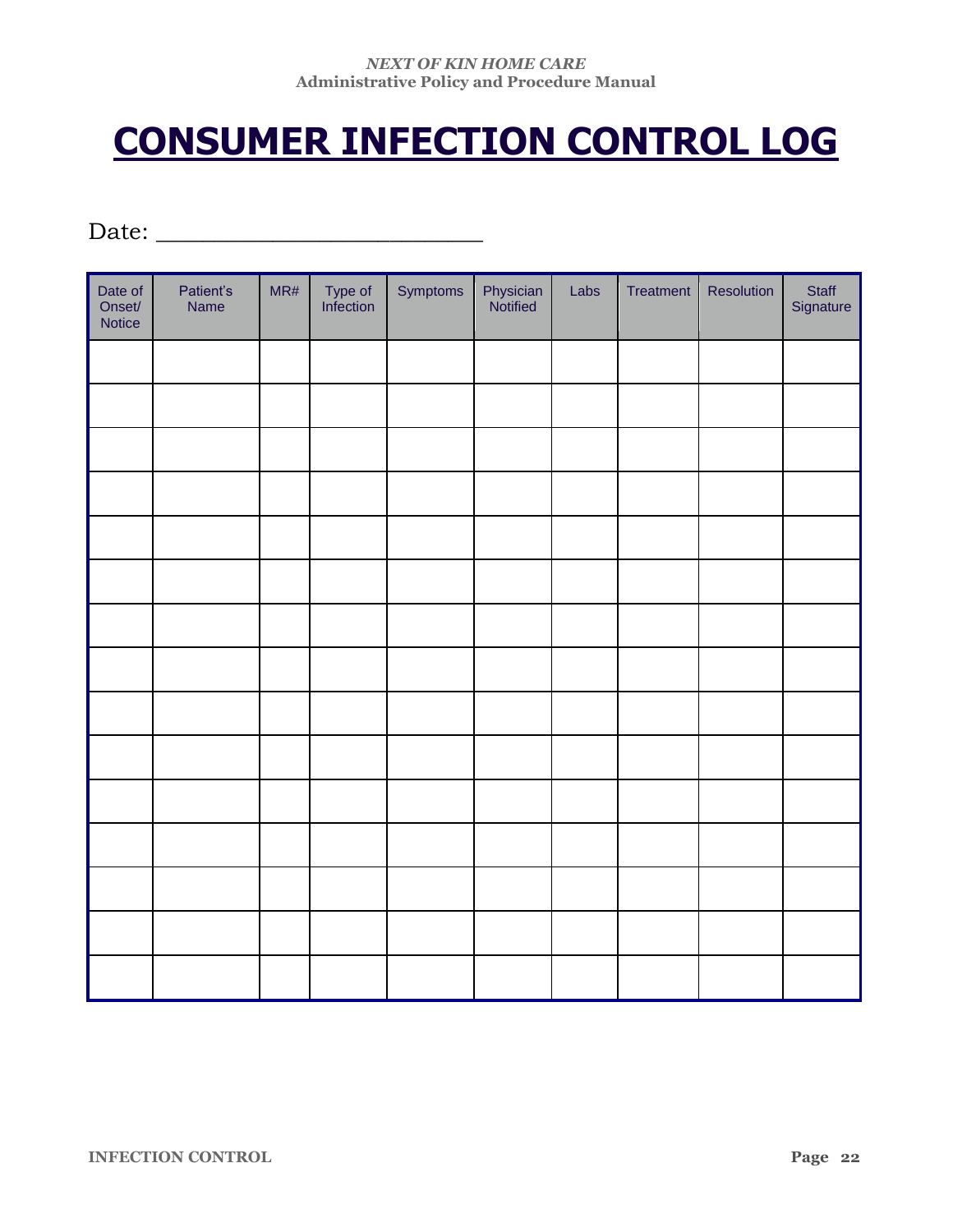# CONSUMER INFECTION CONTROL LOG

Date: ________________________

| Date of Onset/ Notice | Patient's Name | MR# | Type of Infection | Symptoms | Physician Notified | Labs | Treatment | Resolution | Staff Signature |
|---|---|---|---|---|---|---|---|---|---|
| | | | | | | | | | |
| | | | | | | | | | |
| | | | | | | | | | |
| | | | | | | | | | |
| | | | | | | | | | |
| | | | | | | | | | |
| | | | | | | | | | |
| | | | | | | | | | |
| | | | | | | | | | |
| | | | | | | | | | |
| | | | | | | | | | |
| | | | | | | | | | |
| | | | | | | | | | |
| | | | | | | | | | |
| | | | | | | | | | |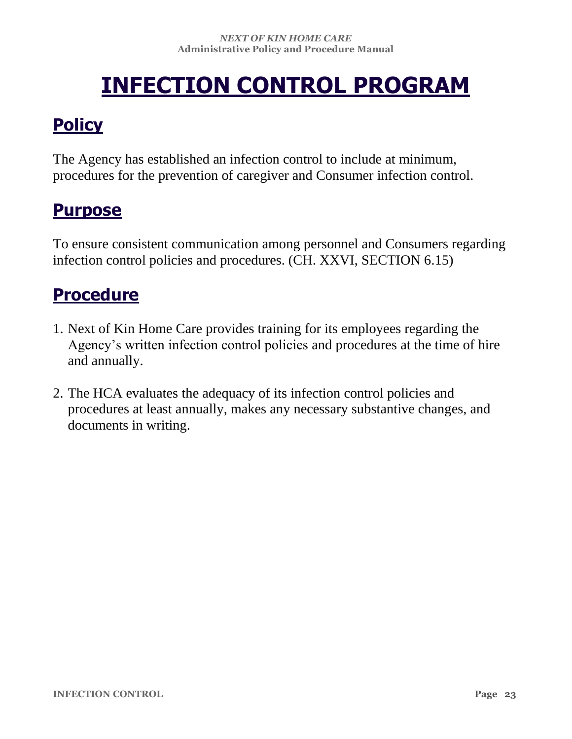# INFECTION CONTROL PROGRAM

## Policy

The Agency has established an infection control to include at minimum, procedures for the prevention of caregiver and Consumer infection control.

## Purpose

To ensure consistent communication among personnel and Consumers regarding infection control policies and procedures. (CH. XXVI, SECTION 6.15)

## Procedure

1. Next of Kin Home Care provides training for its employees regarding the Agency's written infection control policies and procedures at the time of hire and annually.

2. The HCA evaluates the adequacy of its infection control policies and procedures at least annually, makes any necessary substantive changes, and documents in writing.